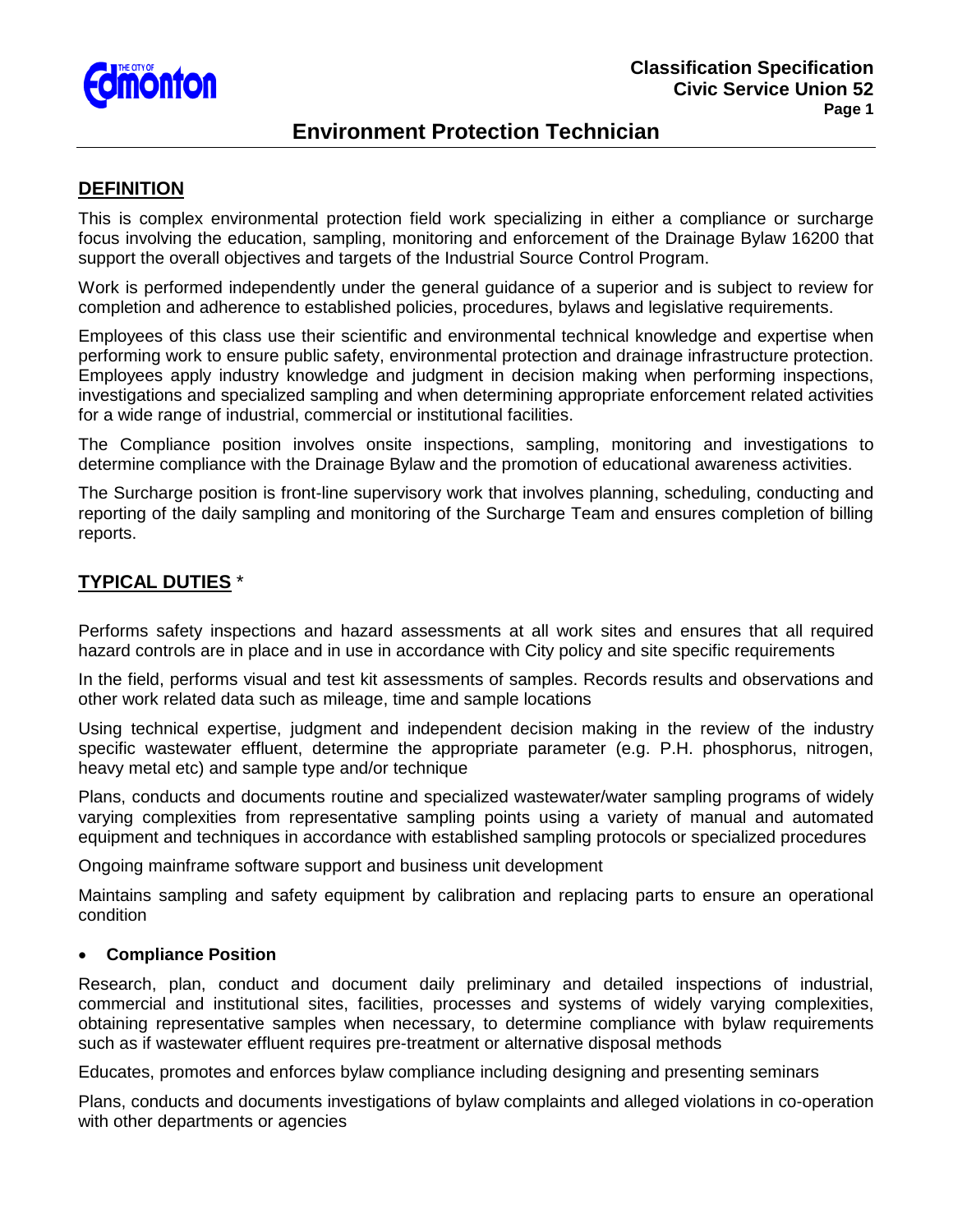Classification Specification
Civic Service Union 52

# Environment Protection Technician

## DEFINITION

This is complex environmental protection field work specializing in either a compliance or surcharge focus involving the education, sampling, monitoring and enforcement of the Drainage Bylaw 16200 that support the overall objectives and targets of the Industrial Source Control Program.

Work is performed independently under the general guidance of a superior and is subject to review for completion and adherence to established policies, procedures, bylaws and legislative requirements.

Employees of this class use their scientific and environmental technical knowledge and expertise when performing work to ensure public safety, environmental protection and drainage infrastructure protection. Employees apply industry knowledge and judgment in decision making when performing inspections, investigations and specialized sampling and when determining appropriate enforcement related activities for a wide range of industrial, commercial or institutional facilities.

The Compliance position involves onsite inspections, sampling, monitoring and investigations to determine compliance with the Drainage Bylaw and the promotion of educational awareness activities.

The Surcharge position is front-line supervisory work that involves planning, scheduling, conducting and reporting of the daily sampling and monitoring of the Surcharge Team and ensures completion of billing reports.

## TYPICAL DUTIES *

Performs safety inspections and hazard assessments at all work sites and ensures that all required hazard controls are in place and in use in accordance with City policy and site specific requirements

In the field, performs visual and test kit assessments of samples. Records results and observations and other work related data such as mileage, time and sample locations

Using technical expertise, judgment and independent decision making in the review of the industry specific wastewater effluent, determine the appropriate parameter (e.g. P.H. phosphorus, nitrogen, heavy metal etc) and sample type and/or technique

Plans, conducts and documents routine and specialized wastewater/water sampling programs of widely varying complexities from representative sampling points using a variety of manual and automated equipment and techniques in accordance with established sampling protocols or specialized procedures

Ongoing mainframe software support and business unit development

Maintains sampling and safety equipment by calibration and replacing parts to ensure an operational condition

- **Compliance Position**

Research, plan, conduct and document daily preliminary and detailed inspections of industrial, commercial and institutional sites, facilities, processes and systems of widely varying complexities, obtaining representative samples when necessary, to determine compliance with bylaw requirements such as if wastewater effluent requires pre-treatment or alternative disposal methods

Educates, promotes and enforces bylaw compliance including designing and presenting seminars

Plans, conducts and documents investigations of bylaw complaints and alleged violations in co-operation with other departments or agencies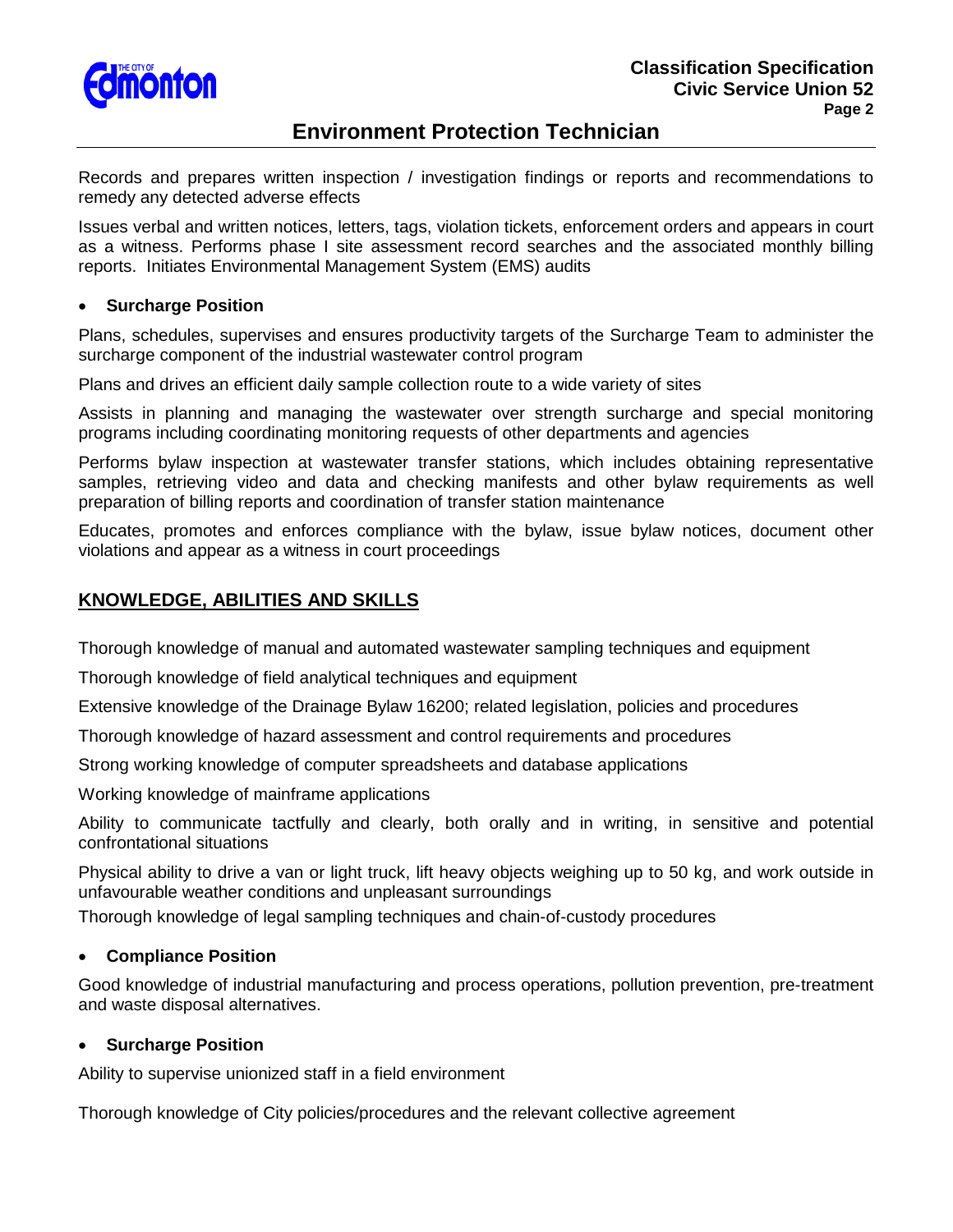Records and prepares written inspection / investigation findings or reports and recommendations to remedy any detected adverse effects

Issues verbal and written notices, letters, tags, violation tickets, enforcement orders and appears in court as a witness. Performs phase I site assessment record searches and the associated monthly billing reports. Initiates Environmental Management System (EMS) audits

- **Surcharge Position**

Plans, schedules, supervises and ensures productivity targets of the Surcharge Team to administer the surcharge component of the industrial wastewater control program

Plans and drives an efficient daily sample collection route to a wide variety of sites

Assists in planning and managing the wastewater over strength surcharge and special monitoring programs including coordinating monitoring requests of other departments and agencies

Performs bylaw inspection at wastewater transfer stations, which includes obtaining representative samples, retrieving video and data and checking manifests and other bylaw requirements as well preparation of billing reports and coordination of transfer station maintenance

Educates, promotes and enforces compliance with the bylaw, issue bylaw notices, document other violations and appear as a witness in court proceedings

## KNOWLEDGE, ABILITIES AND SKILLS

Thorough knowledge of manual and automated wastewater sampling techniques and equipment

Thorough knowledge of field analytical techniques and equipment

Extensive knowledge of the Drainage Bylaw 16200; related legislation, policies and procedures

Thorough knowledge of hazard assessment and control requirements and procedures

Strong working knowledge of computer spreadsheets and database applications

Working knowledge of mainframe applications

Ability to communicate tactfully and clearly, both orally and in writing, in sensitive and potential confrontational situations

Physical ability to drive a van or light truck, lift heavy objects weighing up to 50 kg, and work outside in unfavourable weather conditions and unpleasant surroundings

Thorough knowledge of legal sampling techniques and chain-of-custody procedures

- **Compliance Position**

Good knowledge of industrial manufacturing and process operations, pollution prevention, pre-treatment and waste disposal alternatives.

- **Surcharge Position**

Ability to supervise unionized staff in a field environment

Thorough knowledge of City policies/procedures and the relevant collective agreement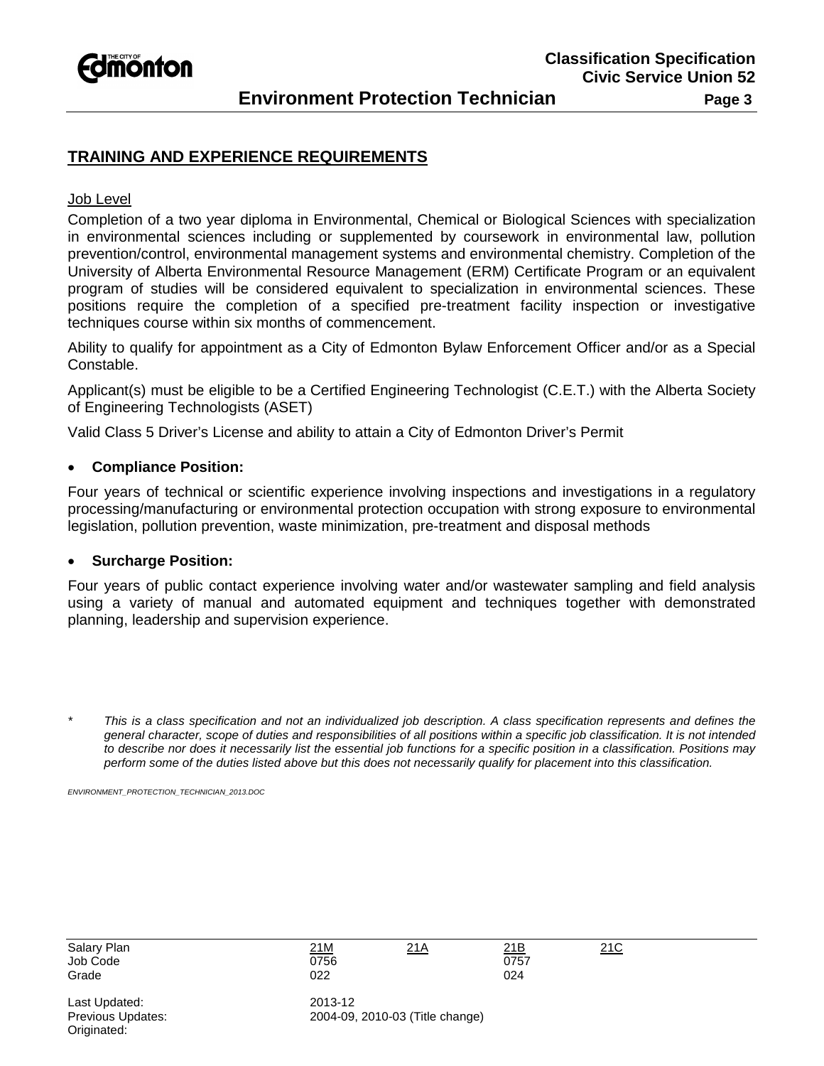## TRAINING AND EXPERIENCE REQUIREMENTS

Job Level

Completion of a two year diploma in Environmental, Chemical or Biological Sciences with specialization in environmental sciences including or supplemented by coursework in environmental law, pollution prevention/control, environmental management systems and environmental chemistry. Completion of the University of Alberta Environmental Resource Management (ERM) Certificate Program or an equivalent program of studies will be considered equivalent to specialization in environmental sciences. These positions require the completion of a specified pre-treatment facility inspection or investigative techniques course within six months of commencement.

Ability to qualify for appointment as a City of Edmonton Bylaw Enforcement Officer and/or as a Special Constable.

Applicant(s) must be eligible to be a Certified Engineering Technologist (C.E.T.) with the Alberta Society of Engineering Technologists (ASET)

Valid Class 5 Driver's License and ability to attain a City of Edmonton Driver's Permit

- **Compliance Position:**

Four years of technical or scientific experience involving inspections and investigations in a regulatory processing/manufacturing or environmental protection occupation with strong exposure to environmental legislation, pollution prevention, waste minimization, pre-treatment and disposal methods

- **Surcharge Position:**

Four years of public contact experience involving water and/or wastewater sampling and field analysis using a variety of manual and automated equipment and techniques together with demonstrated planning, leadership and supervision experience.

\* *This is a class specification and not an individualized job description. A class specification represents and defines the general character, scope of duties and responsibilities of all positions within a specific job classification. It is not intended to describe nor does it necessarily list the essential job functions for a specific position in a classification. Positions may perform some of the duties listed above but this does not necessarily qualify for placement into this classification.*

*ENVIRONMENT_PROTECTION_TECHNICIAN_2013.DOC*

| | | | | |
|---|---|---|---|---|
| Salary Plan | 21M | 21A | 21B | 21C |
| Job Code | 0756 | | 0757 | |
| Grade | 022 | | 024 | |

Last Updated: 2013-12
Previous Updates: 2004-09, 2010-03 (Title change)
Originated: